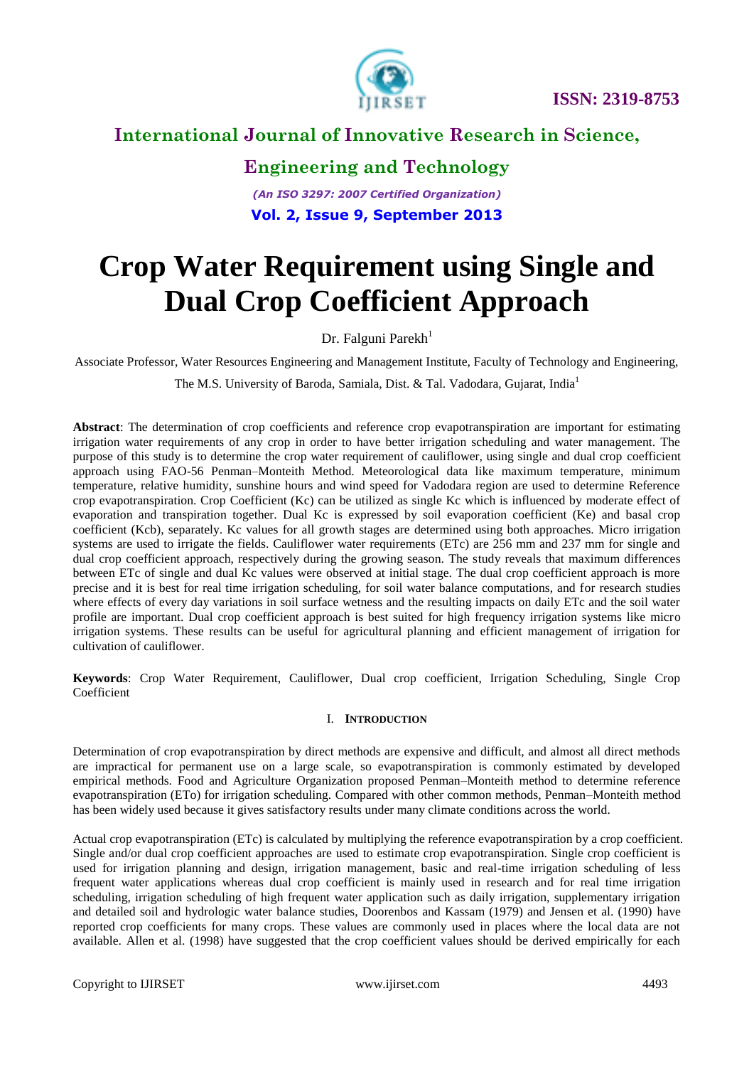# Crop Water Requirement using Single and Dual Crop Coefficient Approach

Dr. Falguni Parekh[1]

Associate Professor, Water Resources Engineering and Management Institute, Faculty of Technology and Engineering, The M.S. University of Baroda, Samiala, Dist. & Tal. Vadodara, Gujarat, India[1]

**Abstract**: The determination of crop coefficients and reference crop evapotranspiration are important for estimating irrigation water requirements of any crop in order to have better irrigation scheduling and water management. The purpose of this study is to determine the crop water requirement of cauliflower, using single and dual crop coefficient approach using FAO-56 Penman–Monteith Method. Meteorological data like maximum temperature, minimum temperature, relative humidity, sunshine hours and wind speed for Vadodara region are used to determine Reference crop evapotranspiration. Crop Coefficient (Kc) can be utilized as single Kc which is influenced by moderate effect of evaporation and transpiration together. Dual Kc is expressed by soil evaporation coefficient (Ke) and basal crop coefficient (Kcb), separately. Kc values for all growth stages are determined using both approaches. Micro irrigation systems are used to irrigate the fields. Cauliflower water requirements (ETc) are 256 mm and 237 mm for single and dual crop coefficient approach, respectively during the growing season. The study reveals that maximum differences between ETc of single and dual Kc values were observed at initial stage. The dual crop coefficient approach is more precise and it is best for real time irrigation scheduling, for soil water balance computations, and for research studies where effects of every day variations in soil surface wetness and the resulting impacts on daily ETc and the soil water profile are important. Dual crop coefficient approach is best suited for high frequency irrigation systems like micro irrigation systems. These results can be useful for agricultural planning and efficient management of irrigation for cultivation of cauliflower.

**Keywords**: Crop Water Requirement, Cauliflower, Dual crop coefficient, Irrigation Scheduling, Single Crop Coefficient

## I. Introduction

Determination of crop evapotranspiration by direct methods are expensive and difficult, and almost all direct methods are impractical for permanent use on a large scale, so evapotranspiration is commonly estimated by developed empirical methods. Food and Agriculture Organization proposed Penman–Monteith method to determine reference evapotranspiration (ETo) for irrigation scheduling. Compared with other common methods, Penman–Monteith method has been widely used because it gives satisfactory results under many climate conditions across the world.

Actual crop evapotranspiration (ETc) is calculated by multiplying the reference evapotranspiration by a crop coefficient. Single and/or dual crop coefficient approaches are used to estimate crop evapotranspiration. Single crop coefficient is used for irrigation planning and design, irrigation management, basic and real-time irrigation scheduling of less frequent water applications whereas dual crop coefficient is mainly used in research and for real time irrigation scheduling, irrigation scheduling of high frequent water application such as daily irrigation, supplementary irrigation and detailed soil and hydrologic water balance studies, Doorenbos and Kassam (1979) and Jensen et al. (1990) have reported crop coefficients for many crops. These values are commonly used in places where the local data are not available. Allen et al. (1998) have suggested that the crop coefficient values should be derived empirically for each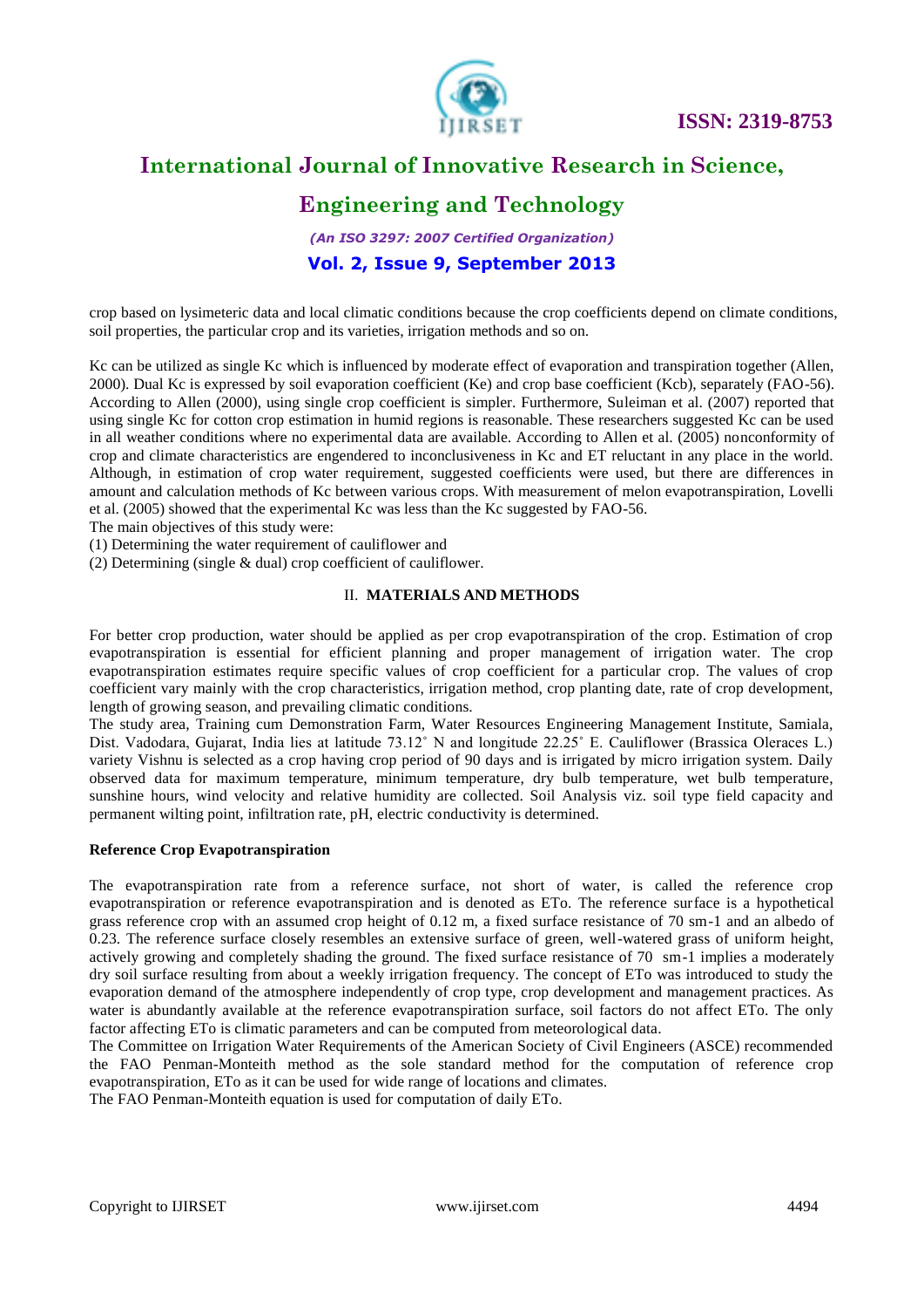crop based on lysimeteric data and local climatic conditions because the crop coefficients depend on climate conditions, soil properties, the particular crop and its varieties, irrigation methods and so on.

Kc can be utilized as single Kc which is influenced by moderate effect of evaporation and transpiration together (Allen, 2000). Dual Kc is expressed by soil evaporation coefficient (Ke) and crop base coefficient (Kcb), separately (FAO-56). According to Allen (2000), using single crop coefficient is simpler. Furthermore, Suleiman et al. (2007) reported that using single Kc for cotton crop estimation in humid regions is reasonable. These researchers suggested Kc can be used in all weather conditions where no experimental data are available. According to Allen et al. (2005) nonconformity of crop and climate characteristics are engendered to inconclusiveness in Kc and ET reluctant in any place in the world. Although, in estimation of crop water requirement, suggested coefficients were used, but there are differences in amount and calculation methods of Kc between various crops. With measurement of melon evapotranspiration, Lovelli et al. (2005) showed that the experimental Kc was less than the Kc suggested by FAO-56.

The main objectives of this study were:

(1) Determining the water requirement of cauliflower and

(2) Determining (single & dual) crop coefficient of cauliflower.

## II. MATERIALS AND METHODS

For better crop production, water should be applied as per crop evapotranspiration of the crop. Estimation of crop evapotranspiration is essential for efficient planning and proper management of irrigation water. The crop evapotranspiration estimates require specific values of crop coefficient for a particular crop. The values of crop coefficient vary mainly with the crop characteristics, irrigation method, crop planting date, rate of crop development, length of growing season, and prevailing climatic conditions.

The study area, Training cum Demonstration Farm, Water Resources Engineering Management Institute, Samiala, Dist. Vadodara, Gujarat, India lies at latitude 73.12˚ N and longitude 22.25˚ E. Cauliflower (Brassica Oleraces L.) variety Vishnu is selected as a crop having crop period of 90 days and is irrigated by micro irrigation system. Daily observed data for maximum temperature, minimum temperature, dry bulb temperature, wet bulb temperature, sunshine hours, wind velocity and relative humidity are collected. Soil Analysis viz. soil type field capacity and permanent wilting point, infiltration rate, pH, electric conductivity is determined.

### Reference Crop Evapotranspiration

The evapotranspiration rate from a reference surface, not short of water, is called the reference crop evapotranspiration or reference evapotranspiration and is denoted as ETo. The reference surface is a hypothetical grass reference crop with an assumed crop height of 0.12 m, a fixed surface resistance of 70 sm-1 and an albedo of 0.23. The reference surface closely resembles an extensive surface of green, well-watered grass of uniform height, actively growing and completely shading the ground. The fixed surface resistance of 70 sm-1 implies a moderately dry soil surface resulting from about a weekly irrigation frequency. The concept of ETo was introduced to study the evaporation demand of the atmosphere independently of crop type, crop development and management practices. As water is abundantly available at the reference evapotranspiration surface, soil factors do not affect ETo. The only factor affecting ETo is climatic parameters and can be computed from meteorological data.

The Committee on Irrigation Water Requirements of the American Society of Civil Engineers (ASCE) recommended the FAO Penman-Monteith method as the sole standard method for the computation of reference crop evapotranspiration, ETo as it can be used for wide range of locations and climates.

The FAO Penman-Monteith equation is used for computation of daily ETo.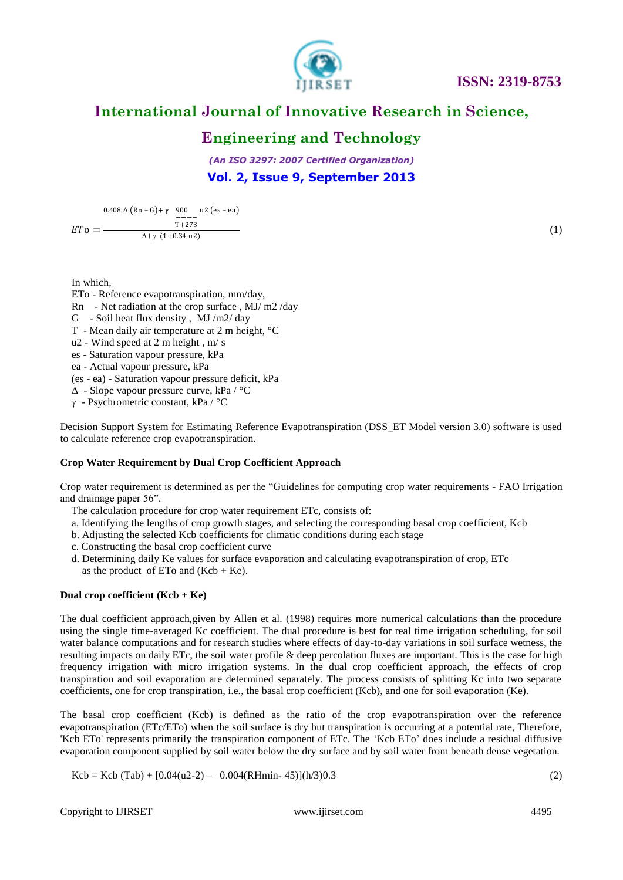$$ETo = \frac{0.408\,\Delta\,(Rn - G) + \gamma\,\frac{900}{T+273}\,u2\,(es - ea)}{\Delta + \gamma\,(1 + 0.34\,u2)} \quad (1)$$

In which,

ETo - Reference evapotranspiration, mm/day,
Rn - Net radiation at the crop surface , MJ/ m2 /day
G - Soil heat flux density , MJ /m2/ day
T - Mean daily air temperature at 2 m height, °C
u2 - Wind speed at 2 m height , m/ s
es - Saturation vapour pressure, kPa
ea - Actual vapour pressure, kPa
(es - ea) - Saturation vapour pressure deficit, kPa
$\Delta$ - Slope vapour pressure curve, kPa / °C
$\gamma$ - Psychrometric constant, kPa / °C

Decision Support System for Estimating Reference Evapotranspiration (DSS_ET Model version 3.0) software is used to calculate reference crop evapotranspiration.

**Crop Water Requirement by Dual Crop Coefficient Approach**

Crop water requirement is determined as per the "Guidelines for computing crop water requirements - FAO Irrigation and drainage paper 56".

The calculation procedure for crop water requirement ETc, consists of:

a. Identifying the lengths of crop growth stages, and selecting the corresponding basal crop coefficient, Kcb
b. Adjusting the selected Kcb coefficients for climatic conditions during each stage
c. Constructing the basal crop coefficient curve
d. Determining daily Ke values for surface evaporation and calculating evapotranspiration of crop, ETc as the product of ETo and (Kcb + Ke).

**Dual crop coefficient (Kcb + Ke)**

The dual coefficient approach,given by Allen et al. (1998) requires more numerical calculations than the procedure using the single time-averaged Kc coefficient. The dual procedure is best for real time irrigation scheduling, for soil water balance computations and for research studies where effects of day-to-day variations in soil surface wetness, the resulting impacts on daily ETc, the soil water profile & deep percolation fluxes are important. This is the case for high frequency irrigation with micro irrigation systems. In the dual crop coefficient approach, the effects of crop transpiration and soil evaporation are determined separately. The process consists of splitting Kc into two separate coefficients, one for crop transpiration, i.e., the basal crop coefficient (Kcb), and one for soil evaporation (Ke).

The basal crop coefficient (Kcb) is defined as the ratio of the crop evapotranspiration over the reference evapotranspiration (ETc/ETo) when the soil surface is dry but transpiration is occurring at a potential rate, Therefore, 'Kcb ETo' represents primarily the transpiration component of ETc. The 'Kcb ETo' does include a residual diffusive evaporation component supplied by soil water below the dry surface and by soil water from beneath dense vegetation.

$$Kcb = Kcb\,(Tab) + [0.04(u2-2) - 0.004(RHmin - 45)](h/3)^{0.3} \quad (2)$$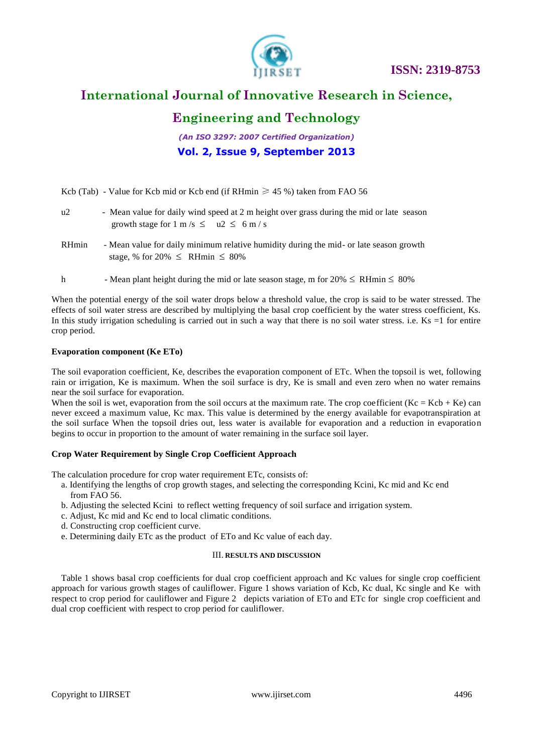Kcb (Tab) - Value for Kcb mid or Kcb end (if RHmin $\geqslant$ 45 %) taken from FAO 56

u2 - Mean value for daily wind speed at 2 m height over grass during the mid or late season growth stage for 1 m /s $\leq$ u2 $\leq$ 6 m / s

RHmin - Mean value for daily minimum relative humidity during the mid- or late season growth stage, % for 20% $\leq$ RHmin $\leq$ 80%

h - Mean plant height during the mid or late season stage, m for 20% $\leq$ RHmin $\leq$ 80%

When the potential energy of the soil water drops below a threshold value, the crop is said to be water stressed. The effects of soil water stress are described by multiplying the basal crop coefficient by the water stress coefficient, Ks. In this study irrigation scheduling is carried out in such a way that there is no soil water stress. i.e. Ks =1 for entire crop period.

**Evaporation component (Ke ETo)**

The soil evaporation coefficient, Ke, describes the evaporation component of ETc. When the topsoil is wet, following rain or irrigation, Ke is maximum. When the soil surface is dry, Ke is small and even zero when no water remains near the soil surface for evaporation.
When the soil is wet, evaporation from the soil occurs at the maximum rate. The crop coefficient (Kc = Kcb + Ke) can never exceed a maximum value, Kc max. This value is determined by the energy available for evapotranspiration at the soil surface When the topsoil dries out, less water is available for evaporation and a reduction in evaporation begins to occur in proportion to the amount of water remaining in the surface soil layer.

**Crop Water Requirement by Single Crop Coefficient Approach**

The calculation procedure for crop water requirement ETc, consists of:

a. Identifying the lengths of crop growth stages, and selecting the corresponding Kcini, Kc mid and Kc end from FAO 56.
b. Adjusting the selected Kcini to reflect wetting frequency of soil surface and irrigation system.
c. Adjust, Kc mid and Kc end to local climatic conditions.
d. Constructing crop coefficient curve.
e. Determining daily ETc as the product of ETo and Kc value of each day.

## III. RESULTS AND DISCUSSION

Table 1 shows basal crop coefficients for dual crop coefficient approach and Kc values for single crop coefficient approach for various growth stages of cauliflower. Figure 1 shows variation of Kcb, Kc dual, Kc single and Ke with respect to crop period for cauliflower and Figure 2 depicts variation of ETo and ETc for single crop coefficient and dual crop coefficient with respect to crop period for cauliflower.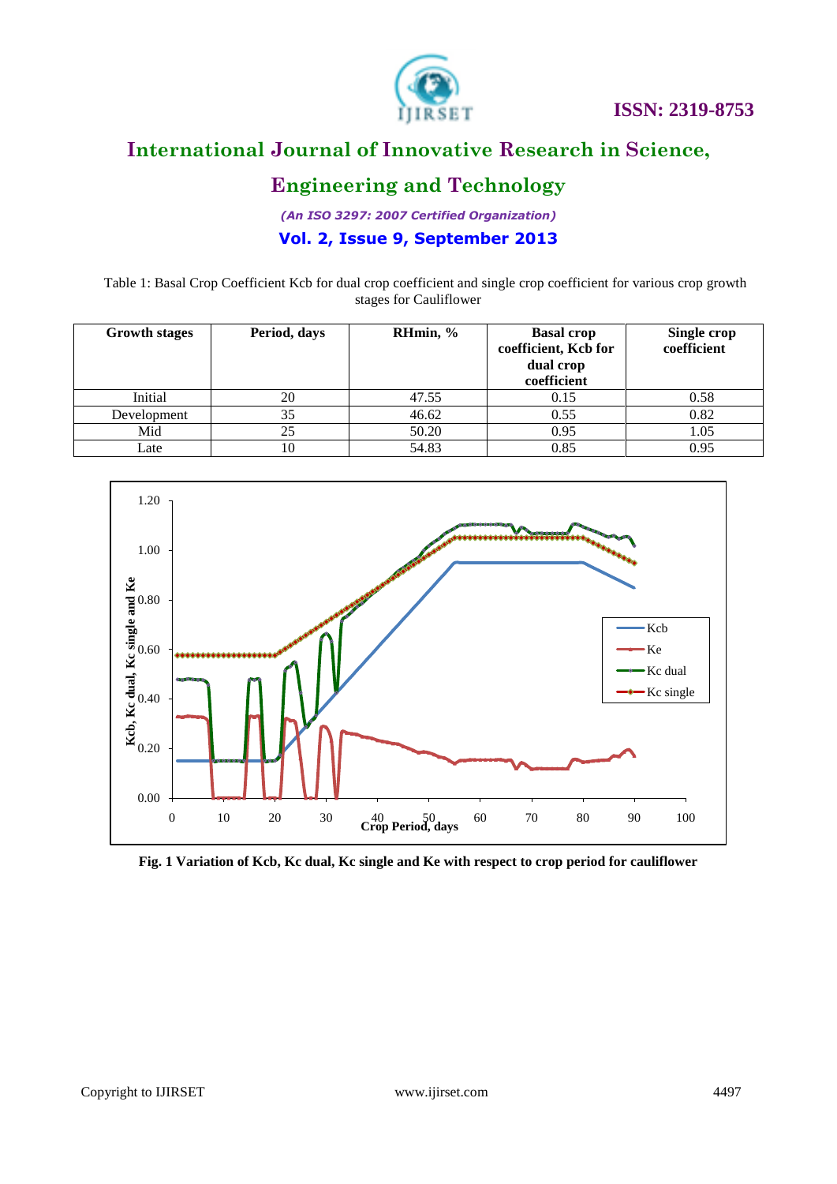Table 1: Basal Crop Coefficient Kcb for dual crop coefficient and single crop coefficient for various crop growth stages for Cauliflower

| Growth stages | Period, days | RHmin, % | Basal crop coefficient, Kcb for dual crop coefficient | Single crop coefficient |
|---|---|---|---|---|
| Initial | 20 | 47.55 | 0.15 | 0.58 |
| Development | 35 | 46.62 | 0.55 | 0.82 |
| Mid | 25 | 50.20 | 0.95 | 1.05 |
| Late | 10 | 54.83 | 0.85 | 0.95 |

**Fig. 1 Variation of Kcb, Kc dual, Kc single and Ke with respect to crop period for cauliflower**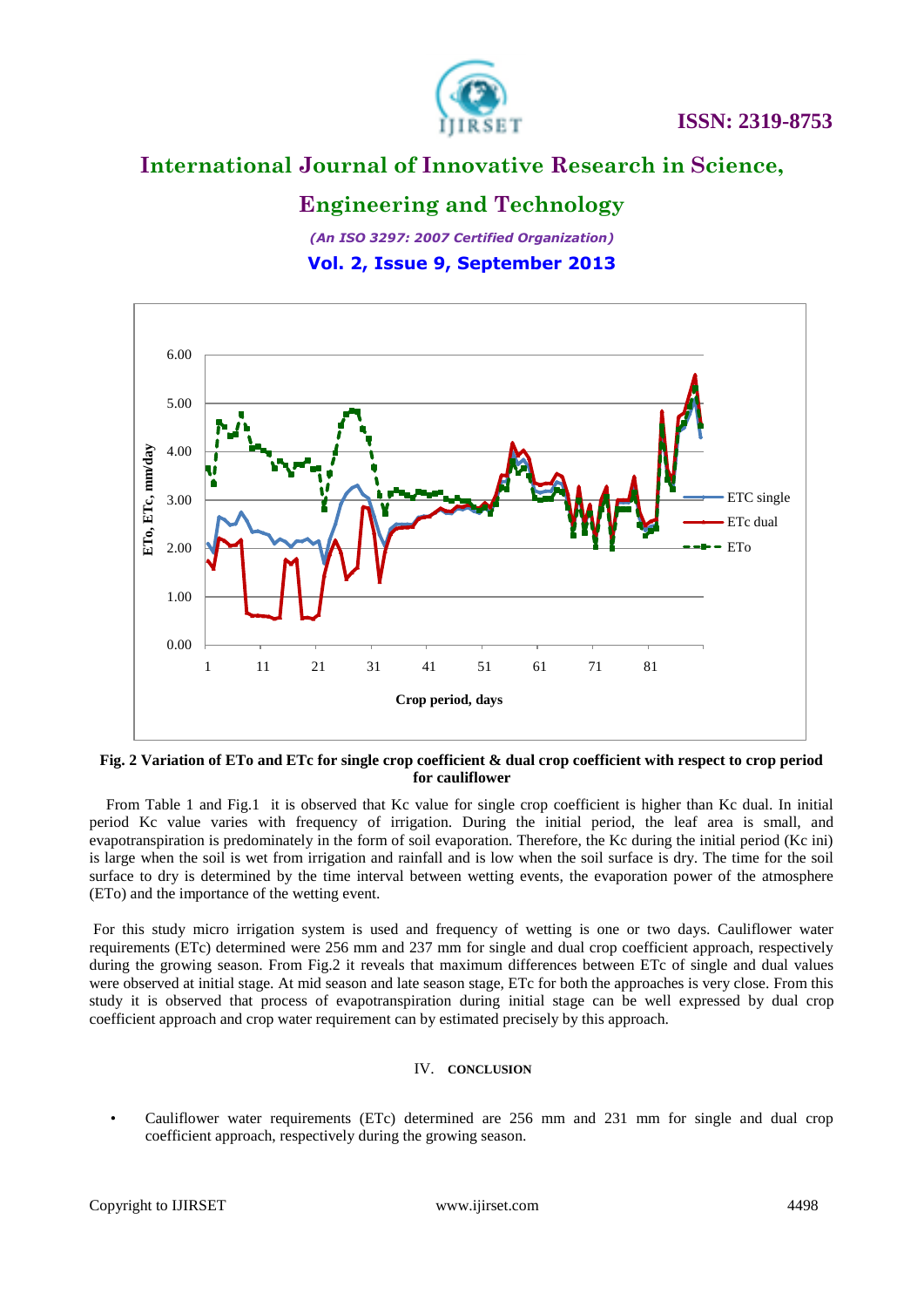**Fig. 2 Variation of ETo and ETc for single crop coefficient & dual crop coefficient with respect to crop period for cauliflower**

From Table 1 and Fig.1 it is observed that Kc value for single crop coefficient is higher than Kc dual. In initial period Kc value varies with frequency of irrigation. During the initial period, the leaf area is small, and evapotranspiration is predominately in the form of soil evaporation. Therefore, the Kc during the initial period (Kc ini) is large when the soil is wet from irrigation and rainfall and is low when the soil surface is dry. The time for the soil surface to dry is determined by the time interval between wetting events, the evaporation power of the atmosphere (ETo) and the importance of the wetting event.

For this study micro irrigation system is used and frequency of wetting is one or two days. Cauliflower water requirements (ETc) determined were 256 mm and 237 mm for single and dual crop coefficient approach, respectively during the growing season. From Fig.2 it reveals that maximum differences between ETc of single and dual values were observed at initial stage. At mid season and late season stage, ETc for both the approaches is very close. From this study it is observed that process of evapotranspiration during initial stage can be well expressed by dual crop coefficient approach and crop water requirement can by estimated precisely by this approach.

## IV. CONCLUSION

- Cauliflower water requirements (ETc) determined are 256 mm and 231 mm for single and dual crop coefficient approach, respectively during the growing season.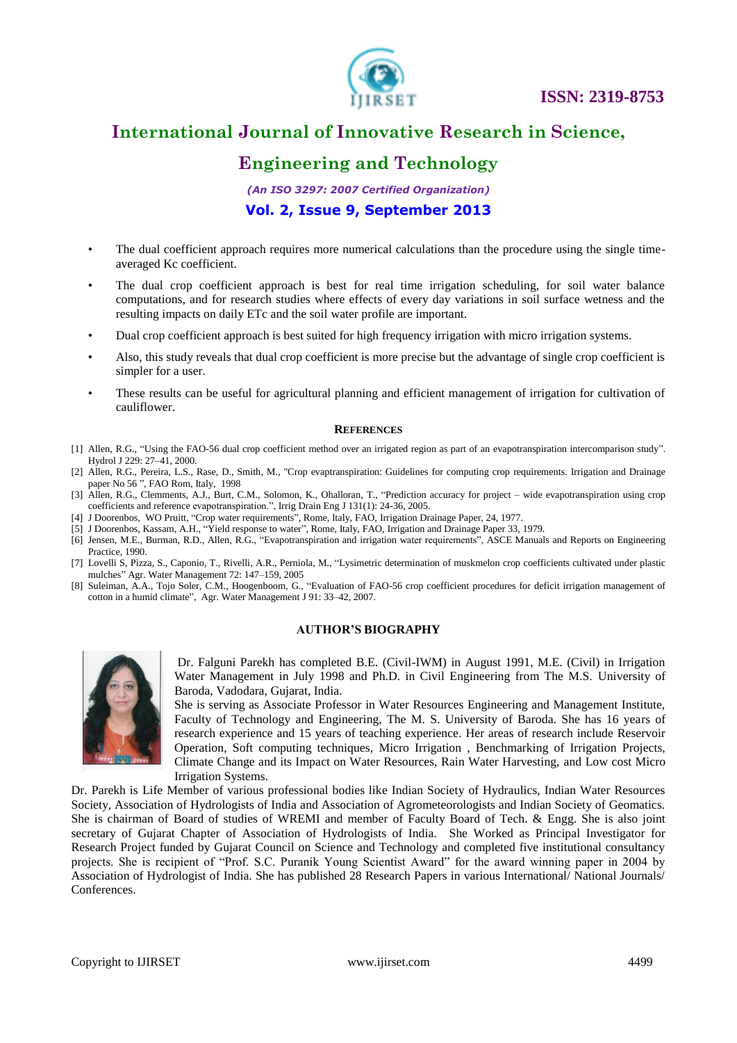- The dual coefficient approach requires more numerical calculations than the procedure using the single time-averaged Kc coefficient.
- The dual crop coefficient approach is best for real time irrigation scheduling, for soil water balance computations, and for research studies where effects of every day variations in soil surface wetness and the resulting impacts on daily ETc and the soil water profile are important.
- Dual crop coefficient approach is best suited for high frequency irrigation with micro irrigation systems.
- Also, this study reveals that dual crop coefficient is more precise but the advantage of single crop coefficient is simpler for a user.
- These results can be useful for agricultural planning and efficient management of irrigation for cultivation of cauliflower.

## REFERENCES

[1] Allen, R.G., "Using the FAO-56 dual crop coefficient method over an irrigated region as part of an evapotranspiration intercomparison study". Hydrol J 229: 27–41, 2000.

[2] Allen, R.G., Pereira, L.S., Rase, D., Smith, M., "Crop evaptranspiration: Guidelines for computing crop requirements. Irrigation and Drainage paper No 56 ", FAO Rom, Italy, 1998

[3] Allen, R.G., Clemments, A.J., Burt, C.M., Solomon, K., Ohalloran, T., "Prediction accuracy for project – wide evapotranspiration using crop coefficients and reference evapotranspiration.", Irrig Drain Eng J 131(1): 24-36, 2005.

[4] J Doorenbos, WO Pruitt, "Crop water requirements", Rome, Italy, FAO, Irrigation Drainage Paper, 24, 1977.

[5] J Doorenbos, Kassam, A.H., "Yield response to water", Rome, Italy, FAO, Irrigation and Drainage Paper 33, 1979.

[6] Jensen, M.E., Burman, R.D., Allen, R.G., "Evapotranspiration and irrigation water requirements", ASCE Manuals and Reports on Engineering Practice, 1990.

[7] Lovelli S, Pizza, S., Caponio, T., Rivelli, A.R., Perniola, M., "Lysimetric determination of muskmelon crop coefficients cultivated under plastic mulches" Agr. Water Management 72: 147–159, 2005

[8] Suleiman, A.A., Tojo Soler, C.M., Hoogenboom, G., "Evaluation of FAO-56 crop coefficient procedures for deficit irrigation management of cotton in a humid climate", Agr. Water Management J 91: 33–42, 2007.

## AUTHOR'S BIOGRAPHY

Dr. Falguni Parekh has completed B.E. (Civil-IWM) in August 1991, M.E. (Civil) in Irrigation Water Management in July 1998 and Ph.D. in Civil Engineering from The M.S. University of Baroda, Vadodara, Gujarat, India.

She is serving as Associate Professor in Water Resources Engineering and Management Institute, Faculty of Technology and Engineering, The M. S. University of Baroda. She has 16 years of research experience and 15 years of teaching experience. Her areas of research include Reservoir Operation, Soft computing techniques, Micro Irrigation , Benchmarking of Irrigation Projects, Climate Change and its Impact on Water Resources, Rain Water Harvesting, and Low cost Micro Irrigation Systems.

Dr. Parekh is Life Member of various professional bodies like Indian Society of Hydraulics, Indian Water Resources Society, Association of Hydrologists of India and Association of Agrometeorologists and Indian Society of Geomatics. She is chairman of Board of studies of WREMI and member of Faculty Board of Tech. & Engg. She is also joint secretary of Gujarat Chapter of Association of Hydrologists of India. She Worked as Principal Investigator for Research Project funded by Gujarat Council on Science and Technology and completed five institutional consultancy projects. She is recipient of "Prof. S.C. Puranik Young Scientist Award" for the award winning paper in 2004 by Association of Hydrologist of India. She has published 28 Research Papers in various International/ National Journals/ Conferences.